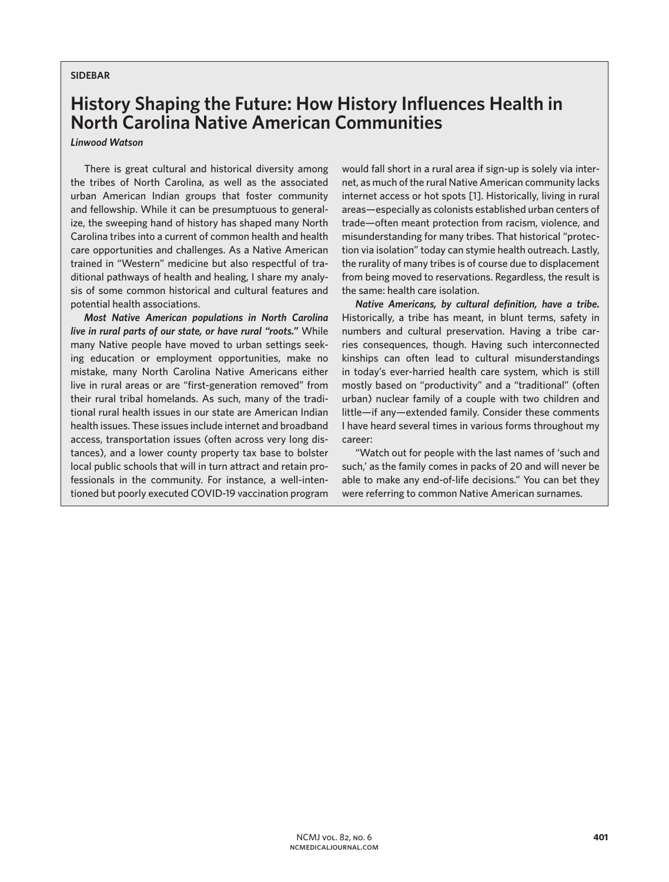SIDEBAR

# History Shaping the Future: How History Influences Health in North Carolina Native American Communities

*Linwood Watson*

There is great cultural and historical diversity among the tribes of North Carolina, as well as the associated urban American Indian groups that foster community and fellowship. While it can be presumptuous to generalize, the sweeping hand of history has shaped many North Carolina tribes into a current of common health and health care opportunities and challenges. As a Native American trained in "Western" medicine but also respectful of traditional pathways of health and healing, I share my analysis of some common historical and cultural features and potential health associations.

***Most Native American populations in North Carolina live in rural parts of our state, or have rural "roots."*** While many Native people have moved to urban settings seeking education or employment opportunities, make no mistake, many North Carolina Native Americans either live in rural areas or are "first-generation removed" from their rural tribal homelands. As such, many of the traditional rural health issues in our state are American Indian health issues. These issues include internet and broadband access, transportation issues (often across very long distances), and a lower county property tax base to bolster local public schools that will in turn attract and retain professionals in the community. For instance, a well-intentioned but poorly executed COVID-19 vaccination program would fall short in a rural area if sign-up is solely via internet, as much of the rural Native American community lacks internet access or hot spots [1]. Historically, living in rural areas—especially as colonists established urban centers of trade—often meant protection from racism, violence, and misunderstanding for many tribes. That historical "protection via isolation" today can stymie health outreach. Lastly, the rurality of many tribes is of course due to displacement from being moved to reservations. Regardless, the result is the same: health care isolation.

***Native Americans, by cultural definition, have a tribe.*** Historically, a tribe has meant, in blunt terms, safety in numbers and cultural preservation. Having a tribe carries consequences, though. Having such interconnected kinships can often lead to cultural misunderstandings in today's ever-harried health care system, which is still mostly based on "productivity" and a "traditional" (often urban) nuclear family of a couple with two children and little—if any—extended family. Consider these comments I have heard several times in various forms throughout my career:

"Watch out for people with the last names of 'such and such,' as the family comes in packs of 20 and will never be able to make any end-of-life decisions." You can bet they were referring to common Native American surnames.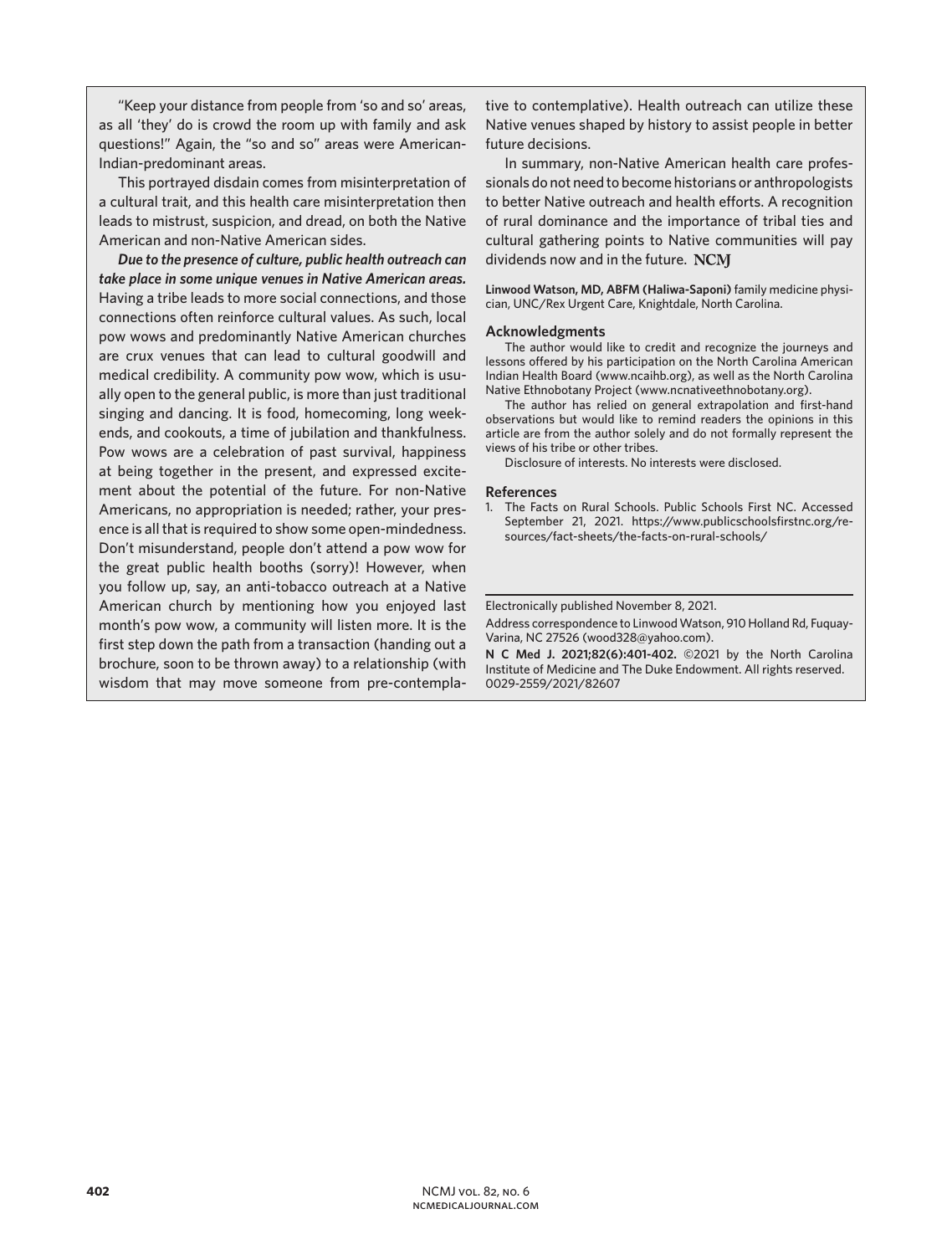"Keep your distance from people from 'so and so' areas, as all 'they' do is crowd the room up with family and ask questions!" Again, the "so and so" areas were American-Indian-predominant areas.

This portrayed disdain comes from misinterpretation of a cultural trait, and this health care misinterpretation then leads to mistrust, suspicion, and dread, on both the Native American and non-Native American sides.

***Due to the presence of culture, public health outreach can take place in some unique venues in Native American areas.*** Having a tribe leads to more social connections, and those connections often reinforce cultural values. As such, local pow wows and predominantly Native American churches are crux venues that can lead to cultural goodwill and medical credibility. A community pow wow, which is usually open to the general public, is more than just traditional singing and dancing. It is food, homecoming, long weekends, and cookouts, a time of jubilation and thankfulness. Pow wows are a celebration of past survival, happiness at being together in the present, and expressed excitement about the potential of the future. For non-Native Americans, no appropriation is needed; rather, your presence is all that is required to show some open-mindedness. Don't misunderstand, people don't attend a pow wow for the great public health booths (sorry)! However, when you follow up, say, an anti-tobacco outreach at a Native American church by mentioning how you enjoyed last month's pow wow, a community will listen more. It is the first step down the path from a transaction (handing out a brochure, soon to be thrown away) to a relationship (with wisdom that may move someone from pre-contemplative to contemplative). Health outreach can utilize these Native venues shaped by history to assist people in better future decisions.

In summary, non-Native American health care professionals do not need to become historians or anthropologists to better Native outreach and health efforts. A recognition of rural dominance and the importance of tribal ties and cultural gathering points to Native communities will pay dividends now and in the future. NCMJ

**Linwood Watson, MD, ABFM (Haliwa-Saponi)** family medicine physician, UNC/Rex Urgent Care, Knightdale, North Carolina.

### Acknowledgments

The author would like to credit and recognize the journeys and lessons offered by his participation on the North Carolina American Indian Health Board (www.ncaihb.org), as well as the North Carolina Native Ethnobotany Project (www.ncnativeethnobotany.org).

The author has relied on general extrapolation and first-hand observations but would like to remind readers the opinions in this article are from the author solely and do not formally represent the views of his tribe or other tribes.

Disclosure of interests. No interests were disclosed.

### References

1. The Facts on Rural Schools. Public Schools First NC. Accessed September 21, 2021. https://www.publicschoolsfirstnc.org/resources/fact-sheets/the-facts-on-rural-schools/

Electronically published November 8, 2021.

Address correspondence to Linwood Watson, 910 Holland Rd, Fuquay-Varina, NC 27526 (wood328@yahoo.com).

**N C Med J. 2021;82(6):401-402.** ©2021 by the North Carolina Institute of Medicine and The Duke Endowment. All rights reserved. 0029-2559/2021/82607